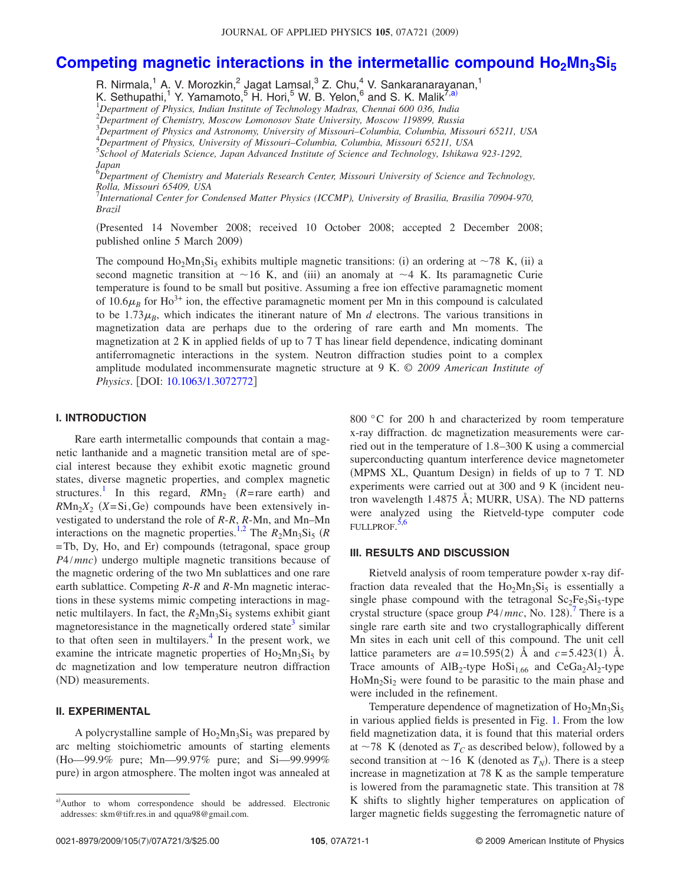# Competing magnetic interactions in the intermetallic compound $Ho_2Mn_3Si_5$

R. Nirmala,[1] A. V. Morozkin,[2] Jagat Lamsal,[3] Z. Chu,[4] V. Sankaranarayanan,[1] K. Sethupathi,[1] Y. Yamamoto,[5] H. Hori,[5] W. B. Yelon,[6] and S. K. Malik[7,a)]

[1]*Department of Physics, Indian Institute of Technology Madras, Chennai 600 036, India*
[2]*Department of Chemistry, Moscow Lomonosov State University, Moscow 119899, Russia*
[3]*Department of Physics and Astronomy, University of Missouri–Columbia, Columbia, Missouri 65211, USA*
[4]*Department of Physics, University of Missouri–Columbia, Columbia, Missouri 65211, USA*
[5]*School of Materials Science, Japan Advanced Institute of Science and Technology, Ishikawa 923-1292, Japan*
[6]*Department of Chemistry and Materials Research Center, Missouri University of Science and Technology, Rolla, Missouri 65409, USA*
[7]*International Center for Condensed Matter Physics (ICCMP), University of Brasilia, Brasilia 70904-970, Brazil*

(Presented 14 November 2008; received 10 October 2008; accepted 2 December 2008; published online 5 March 2009)

The compound $Ho_2Mn_3Si_5$ exhibits multiple magnetic transitions: (i) an ordering at ~78 K, (ii) a second magnetic transition at ~16 K, and (iii) an anomaly at ~4 K. Its paramagnetic Curie temperature is found to be small but positive. Assuming a free ion effective paramagnetic moment of $10.6\mu_B$ for $Ho^{3+}$ ion, the effective paramagnetic moment per Mn in this compound is calculated to be $1.73\mu_B$, which indicates the itinerant nature of Mn $d$ electrons. The various transitions in magnetization data are perhaps due to the ordering of rare earth and Mn moments. The magnetization at 2 K in applied fields of up to 7 T has linear field dependence, indicating dominant antiferromagnetic interactions in the system. Neutron diffraction studies point to a complex amplitude modulated incommensurate magnetic structure at 9 K. © *2009 American Institute of Physics*. [DOI: 10.1063/1.3072772]

## I. INTRODUCTION

Rare earth intermetallic compounds that contain a magnetic lanthanide and a magnetic transition metal are of special interest because they exhibit exotic magnetic ground states, diverse magnetic properties, and complex magnetic structures.[1] In this regard, $RMn_2$ ($R$=rare earth) and $RMn_2X_2$ ($X$=Si,Ge) compounds have been extensively investigated to understand the role of $R$-$R$, $R$-Mn, and Mn–Mn interactions on the magnetic properties.[1,2] The $R_2Mn_3Si_5$ ($R$ =Tb, Dy, Ho, and Er) compounds (tetragonal, space group $P4/mnc$) undergo multiple magnetic transitions because of the magnetic ordering of the two Mn sublattices and one rare earth sublattice. Competing $R$-$R$ and $R$-Mn magnetic interactions in these systems mimic competing interactions in magnetic multilayers. In fact, the $R_2Mn_3Si_5$ systems exhibit giant magnetoresistance in the magnetically ordered state[3] similar to that often seen in multilayers.[4] In the present work, we examine the intricate magnetic properties of $Ho_2Mn_3Si_5$ by dc magnetization and low temperature neutron diffraction (ND) measurements.

## II. EXPERIMENTAL

A polycrystalline sample of $Ho_2Mn_3Si_5$ was prepared by arc melting stoichiometric amounts of starting elements (Ho—99.9% pure; Mn—99.97% pure; and Si—99.999% pure) in argon atmosphere. The molten ingot was annealed at 800 °C for 200 h and characterized by room temperature x-ray diffraction. dc magnetization measurements were carried out in the temperature of 1.8–300 K using a commercial superconducting quantum interference device magnetometer (MPMS XL, Quantum Design) in fields of up to 7 T. ND experiments were carried out at 300 and 9 K (incident neutron wavelength 1.4875 Å; MURR, USA). The ND patterns were analyzed using the Rietveld-type computer code FULLPROF.[5,6]

## III. RESULTS AND DISCUSSION

Rietveld analysis of room temperature powder x-ray diffraction data revealed that the $Ho_2Mn_3Si_5$ is essentially a single phase compound with the tetragonal $Sc_2Fe_3Si_5$-type crystal structure (space group $P4/mnc$, No. 128).[7] There is a single rare earth site and two crystallographically different Mn sites in each unit cell of this compound. The unit cell lattice parameters are $a$=10.595(2) Å and $c$=5.423(1) Å. Trace amounts of $AlB_2$-type $HoSi_{1.66}$ and $CeGa_2Al_2$-type $HoMn_2Si_2$ were found to be parasitic to the main phase and were included in the refinement.

Temperature dependence of magnetization of $Ho_2Mn_3Si_5$ in various applied fields is presented in Fig. 1. From the low field magnetization data, it is found that this material orders at ~78 K (denoted as $T_C$ as described below), followed by a second transition at ~16 K (denoted as $T_N$). There is a steep increase in magnetization at 78 K as the sample temperature is lowered from the paramagnetic state. This transition at 78 K shifts to slightly higher temperatures on application of larger magnetic fields suggesting the ferromagnetic nature of

a)Author to whom correspondence should be addressed. Electronic addresses: skm@tifr.res.in and qqua98@gmail.com.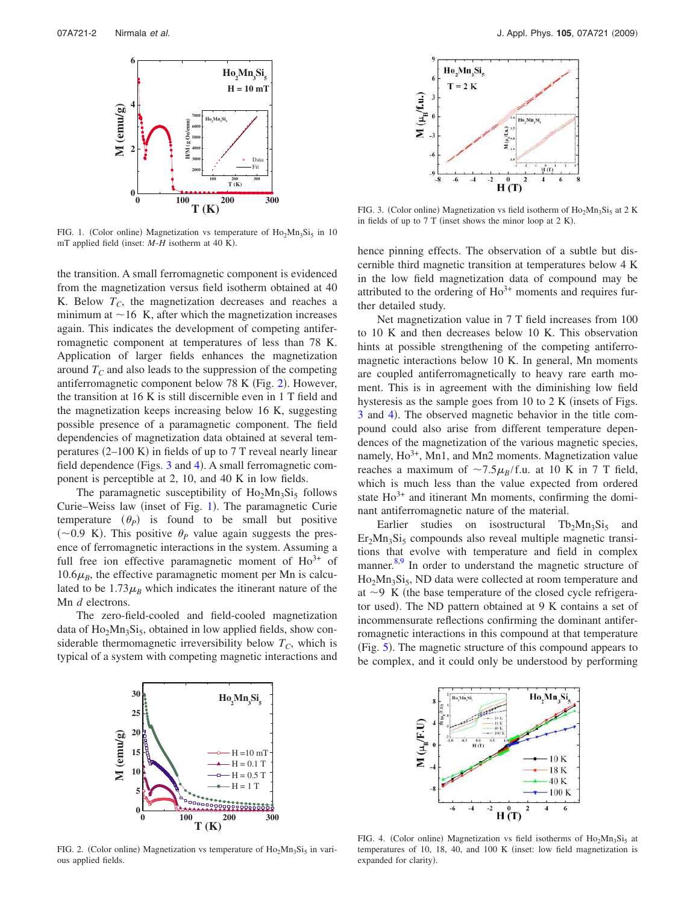FIG. 1. (Color online) Magnetization vs temperature of $Ho_2Mn_3Si_5$ in 10 mT applied field (inset: $M$-$H$ isotherm at 40 K).

the transition. A small ferromagnetic component is evidenced from the magnetization versus field isotherm obtained at 40 K. Below $T_C$, the magnetization decreases and reaches a minimum at ~16 K, after which the magnetization increases again. This indicates the development of competing antiferromagnetic component at temperatures of less than 78 K. Application of larger fields enhances the magnetization around $T_C$ and also leads to the suppression of the competing antiferromagnetic component below 78 K (Fig. 2). However, the transition at 16 K is still discernible even in 1 T field and the magnetization keeps increasing below 16 K, suggesting possible presence of a paramagnetic component. The field dependencies of magnetization data obtained at several temperatures (2–100 K) in fields of up to 7 T reveal nearly linear field dependence (Figs. 3 and 4). A small ferromagnetic component is perceptible at 2, 10, and 40 K in low fields.

The paramagnetic susceptibility of $Ho_2Mn_3Si_5$ follows Curie–Weiss law (inset of Fig. 1). The paramagnetic Curie temperature ($\theta_P$) is found to be small but positive (~0.9 K). This positive $\theta_P$ value again suggests the presence of ferromagnetic interactions in the system. Assuming a full free ion effective paramagnetic moment of $Ho^{3+}$ of $10.6\mu_B$, the effective paramagnetic moment per Mn is calculated to be $1.73\mu_B$ which indicates the itinerant nature of the Mn $d$ electrons.

The zero-field-cooled and field-cooled magnetization data of $Ho_2Mn_3Si_5$, obtained in low applied fields, show considerable thermomagnetic irreversibility below $T_C$, which is typical of a system with competing magnetic interactions and hence pinning effects. The observation of a subtle but discernible third magnetic transition at temperatures below 4 K in the low field magnetization data of compound may be attributed to the ordering of $Ho^{3+}$ moments and requires further detailed study.

Net magnetization value in 7 T field increases from 100 to 10 K and then decreases below 10 K. This observation hints at possible strengthening of the competing antiferromagnetic interactions below 10 K. In general, Mn moments are coupled antiferromagnetically to heavy rare earth moment. This is in agreement with the diminishing low field hysteresis as the sample goes from 10 to 2 K (insets of Figs. 3 and 4). The observed magnetic behavior in the title compound could also arise from different temperature dependences of the magnetization of the various magnetic species, namely, $Ho^{3+}$, Mn1, and Mn2 moments. Magnetization value reaches a maximum of ~$7.5\mu_B$/f.u. at 10 K in 7 T field, which is much less than the value expected from ordered state $Ho^{3+}$ and itinerant Mn moments, confirming the dominant antiferromagnetic nature of the material.

Earlier studies on isostructural $Tb_2Mn_3Si_5$ and $Er_2Mn_3Si_5$ compounds also reveal multiple magnetic transitions that evolve with temperature and field in complex manner.[8,9] In order to understand the magnetic structure of $Ho_2Mn_3Si_5$, ND data were collected at room temperature and at ~9 K (the base temperature of the closed cycle refrigerator used). The ND pattern obtained at 9 K contains a set of incommensurate reflections confirming the dominant antiferromagnetic interactions in this compound at that temperature (Fig. 5). The magnetic structure of this compound appears to be complex, and it could only be understood by performing

FIG. 2. (Color online) Magnetization vs temperature of $Ho_2Mn_3Si_5$ in various applied fields.

FIG. 3. (Color online) Magnetization vs field isotherm of $Ho_2Mn_3Si_5$ at 2 K in fields of up to 7 T (inset shows the minor loop at 2 K).

FIG. 4. (Color online) Magnetization vs field isotherms of $Ho_2Mn_3Si_5$ at temperatures of 10, 18, 40, and 100 K (inset: low field magnetization is expanded for clarity).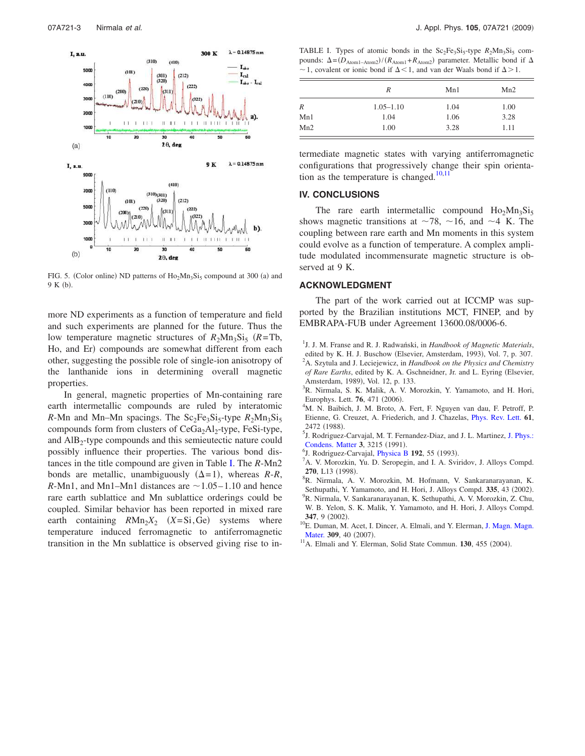FIG. 5. (Color online) ND patterns of $Ho_2Mn_3Si_5$ compound at 300 (a) and 9 K (b).

more ND experiments as a function of temperature and field and such experiments are planned for the future. Thus the low temperature magnetic structures of $R_2Mn_3Si_5$ ($R$=Tb, Ho, and Er) compounds are somewhat different from each other, suggesting the possible role of single-ion anisotropy of the lanthanide ions in determining overall magnetic properties.

In general, magnetic properties of Mn-containing rare earth intermetallic compounds are ruled by interatomic $R$-Mn and Mn–Mn spacings. The $Sc_2Fe_3Si_5$-type $R_2Mn_3Si_5$ compounds form from clusters of $CeGa_2Al_2$-type, FeSi-type, and $AlB_2$-type compounds and this semieutectic nature could possibly influence their properties. The various bond distances in the title compound are given in Table I. The $R$-Mn2 bonds are metallic, unambiguously ($\Delta$=1), whereas $R$-$R$, $R$-Mn1, and Mn1–Mn1 distances are ~1.05–1.10 and hence rare earth sublattice and Mn sublattice orderings could be coupled. Similar behavior has been reported in mixed rare earth containing $RMn_2X_2$ ($X$=Si, Ge) systems where temperature induced ferromagnetic to antiferromagnetic transition in the Mn sublattice is observed giving rise to intermediate magnetic states with varying antiferromagnetic configurations that progressively change their spin orientation as the temperature is changed.[10,11]

TABLE I. Types of atomic bonds in the $Sc_2Fe_3Si_5$-type $R_2Mn_3Si_5$ compounds: $\Delta=(D_{\mathrm{Atom1-Atom2}})/(R_{\mathrm{Atom1}}+R_{\mathrm{Atom2}})$ parameter. Metallic bond if $\Delta\sim1$, covalent or ionic bond if $\Delta<1$, and van der Waals bond if $\Delta>1$.

| | $R$ | Mn1 | Mn2 |
|---|---|---|---|
| $R$ | 1.05–1.10 | 1.04 | 1.00 |
| Mn1 | 1.04 | 1.06 | 3.28 |
| Mn2 | 1.00 | 3.28 | 1.11 |

## IV. CONCLUSIONS

The rare earth intermetallic compound $Ho_2Mn_3Si_5$ shows magnetic transitions at ~78, ~16, and ~4 K. The coupling between rare earth and Mn moments in this system could evolve as a function of temperature. A complex amplitude modulated incommensurate magnetic structure is observed at 9 K.

## ACKNOWLEDGMENT

The part of the work carried out at ICCMP was supported by the Brazilian institutions MCT, FINEP, and by EMBRAPA-FUB under Agreement 13600.08/0006-6.

[1] J. J. M. Franse and R. J. Radwański, in *Handbook of Magnetic Materials*, edited by K. H. J. Buschow (Elsevier, Amsterdam, 1993), Vol. 7, p. 307.

[2] A. Szytula and J. Leciejewicz, in *Handbook on the Physics and Chemistry of Rare Earths*, edited by K. A. Gschneidner, Jr. and L. Eyring (Elsevier, Amsterdam, 1989), Vol. 12, p. 133.

[3] R. Nirmala, S. K. Malik, A. V. Morozkin, Y. Yamamoto, and H. Hori, Europhys. Lett. **76**, 471 (2006).

[4] M. N. Baibich, J. M. Broto, A. Fert, F. Nguyen van dau, F. Petroff, P. Etienne, G. Creuzet, A. Friederich, and J. Chazelas, Phys. Rev. Lett. **61**, 2472 (1988).

[5] J. Rodriguez-Carvajal, M. T. Fernandez-Diaz, and J. L. Martinez, J. Phys.: Condens. Matter **3**, 3215 (1991).

[6] J. Rodriguez-Carvajal, Physica B **192**, 55 (1993).

[7] A. V. Morozkin, Yu. D. Seropegin, and I. A. Sviridov, J. Alloys Compd. **270**, L13 (1998).

[8] R. Nirmala, A. V. Morozkin, M. Hofmann, V. Sankaranarayanan, K. Sethupathi, Y. Yamamoto, and H. Hori, J. Alloys Compd. **335**, 43 (2002).

[9] R. Nirmala, V. Sankaranarayanan, K. Sethupathi, A. V. Morozkin, Z. Chu, W. B. Yelon, S. K. Malik, Y. Yamamoto, and H. Hori, J. Alloys Compd. **347**, 9 (2002).

[10] E. Duman, M. Acet, I. Dincer, A. Elmali, and Y. Elerman, J. Magn. Magn. Mater. **309**, 40 (2007).

[11] A. Elmali and Y. Elerman, Solid State Commun. **130**, 455 (2004).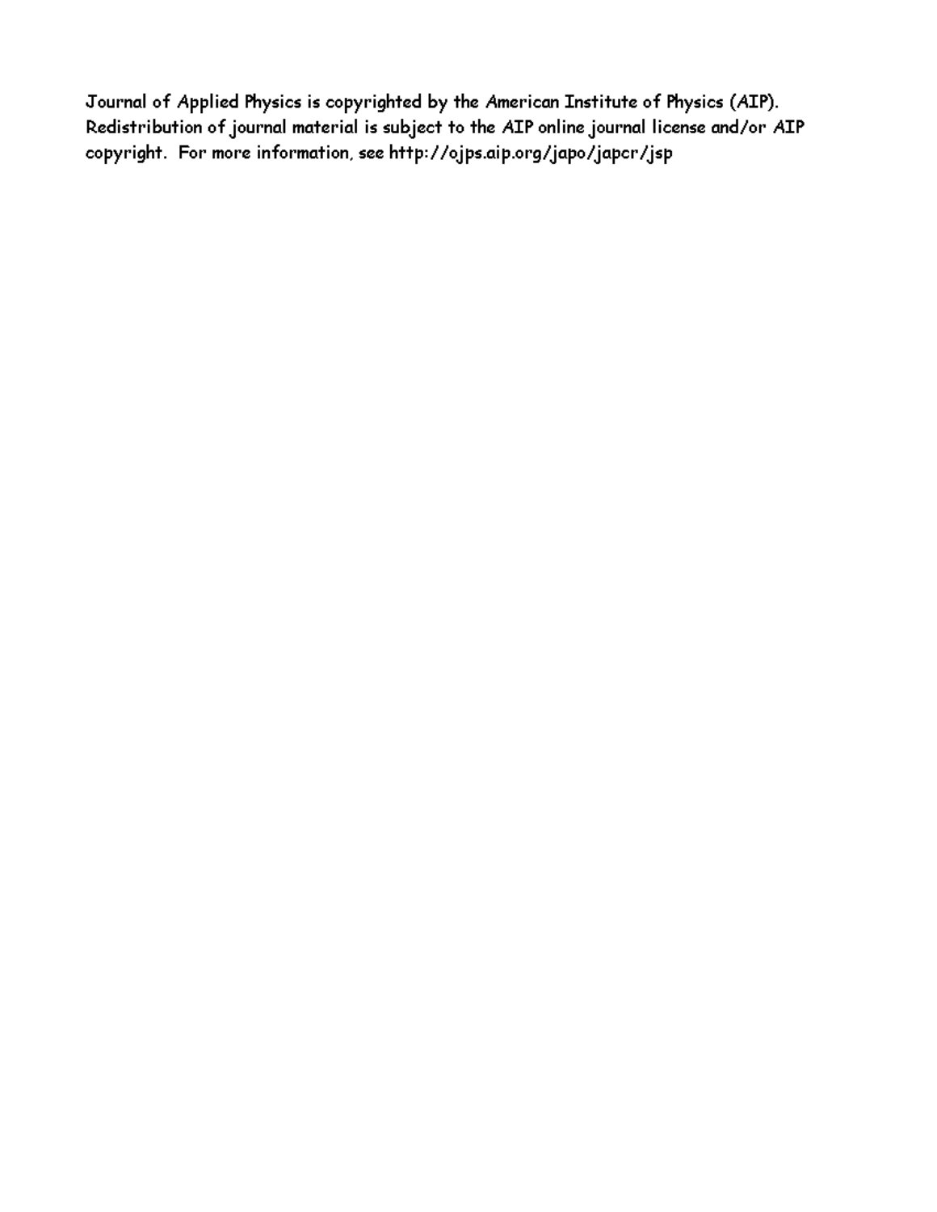Journal of Applied Physics is copyrighted by the American Institute of Physics (AIP). Redistribution of journal material is subject to the AIP online journal license and/or AIP copyright. For more information, see http://ojps.aip.org/japo/japcr/jsp